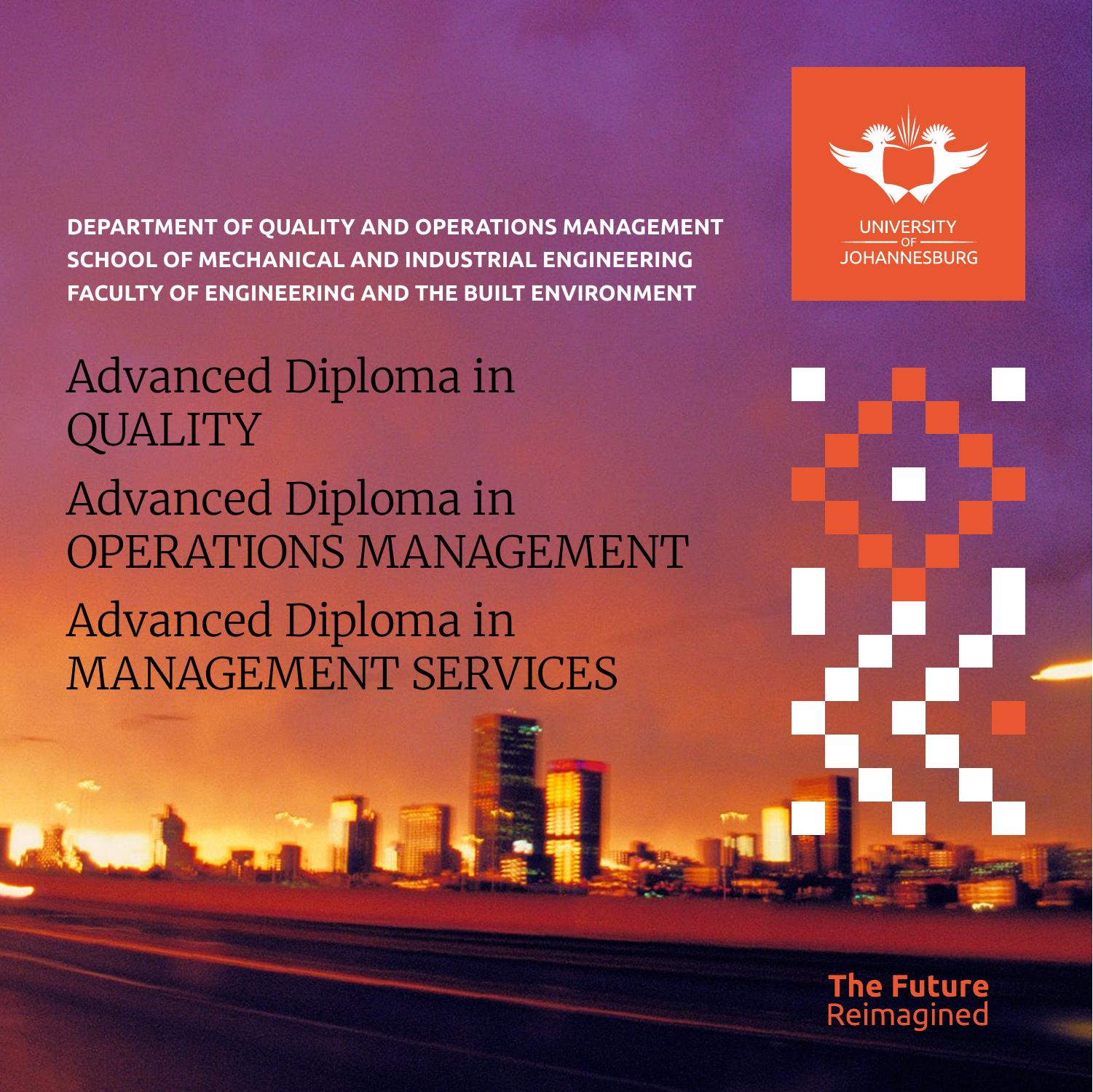UNIVERSITY OF JOHANNESBURG

**DEPARTMENT OF QUALITY AND OPERATIONS MANAGEMENT**
**SCHOOL OF MECHANICAL AND INDUSTRIAL ENGINEERING**
**FACULTY OF ENGINEERING AND THE BUILT ENVIRONMENT**

# Advanced Diploma in QUALITY

# Advanced Diploma in OPERATIONS MANAGEMENT

# Advanced Diploma in MANAGEMENT SERVICES

**The Future**
Reimagined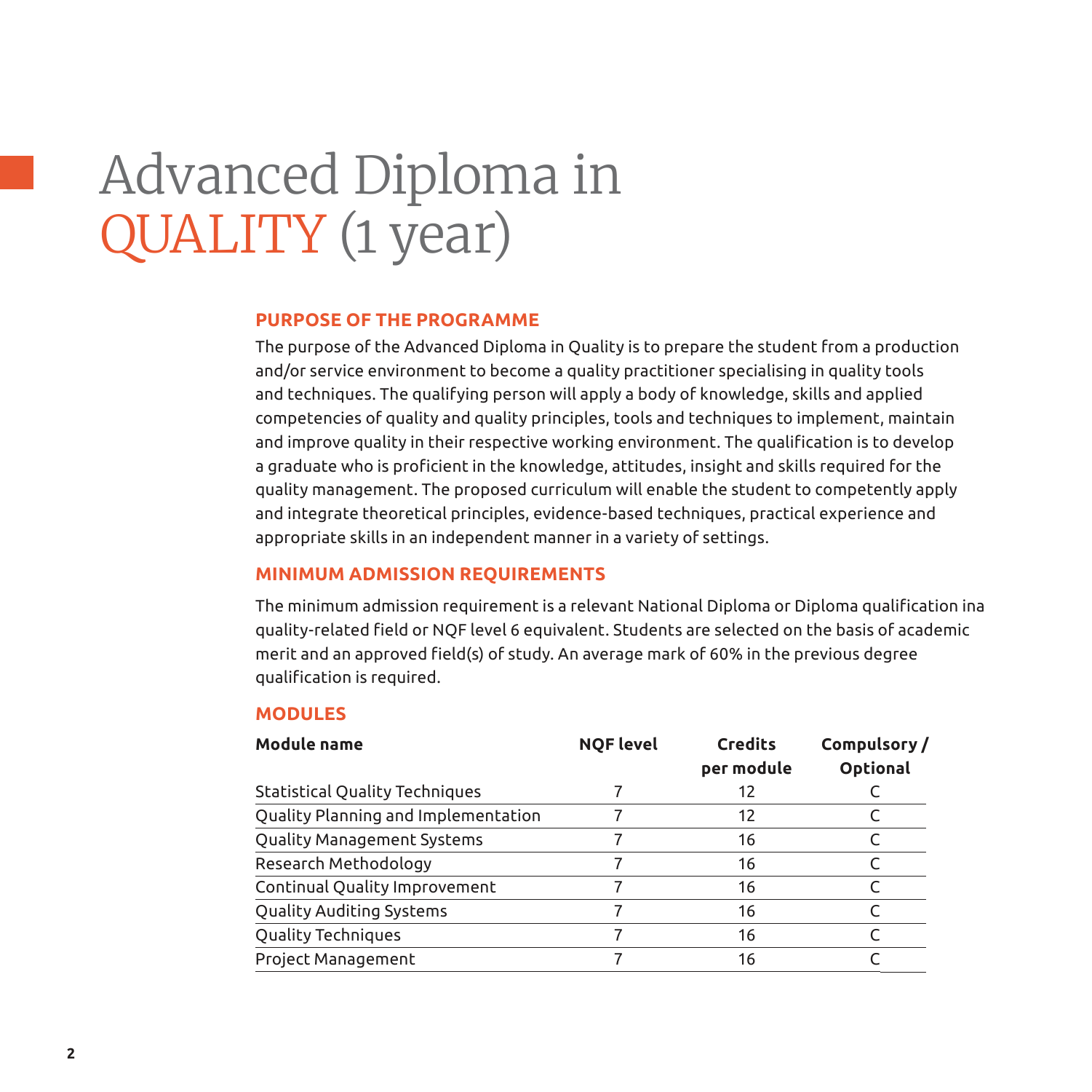# Advanced Diploma in QUALITY (1 year)

## PURPOSE OF THE PROGRAMME

The purpose of the Advanced Diploma in Quality is to prepare the student from a production and/or service environment to become a quality practitioner specialising in quality tools and techniques. The qualifying person will apply a body of knowledge, skills and applied competencies of quality and quality principles, tools and techniques to implement, maintain and improve quality in their respective working environment. The qualification is to develop a graduate who is proficient in the knowledge, attitudes, insight and skills required for the quality management. The proposed curriculum will enable the student to competently apply and integrate theoretical principles, evidence-based techniques, practical experience and appropriate skills in an independent manner in a variety of settings.

## MINIMUM ADMISSION REQUIREMENTS

The minimum admission requirement is a relevant National Diploma or Diploma qualification ina quality-related field or NQF level 6 equivalent. Students are selected on the basis of academic merit and an approved field(s) of study. An average mark of 60% in the previous degree qualification is required.

## MODULES

| Module name | NQF level | Credits per module | Compulsory / Optional |
|---|---|---|---|
| Statistical Quality Techniques | 7 | 12 | C |
| Quality Planning and Implementation | 7 | 12 | C |
| Quality Management Systems | 7 | 16 | C |
| Research Methodology | 7 | 16 | C |
| Continual Quality Improvement | 7 | 16 | C |
| Quality Auditing Systems | 7 | 16 | C |
| Quality Techniques | 7 | 16 | C |
| Project Management | 7 | 16 | C |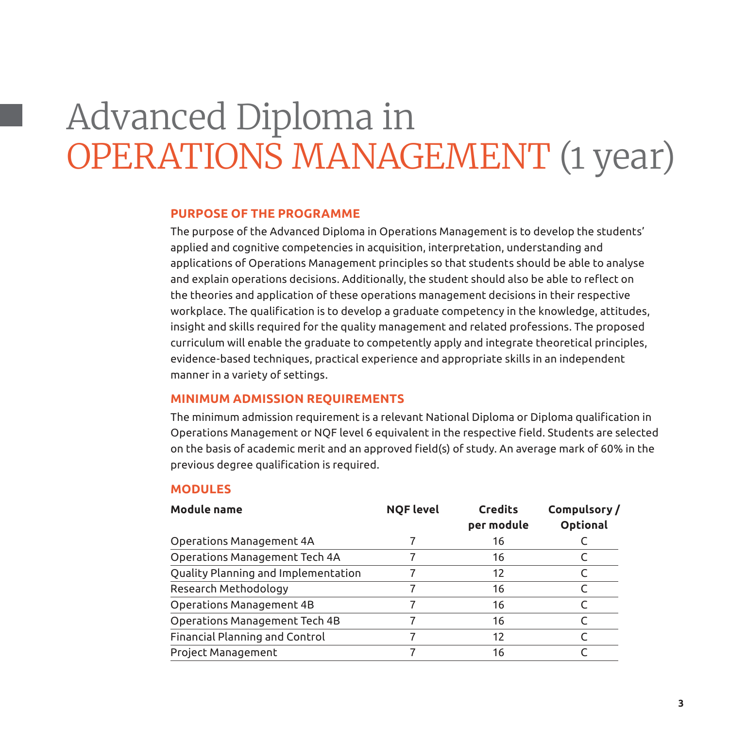# Advanced Diploma in OPERATIONS MANAGEMENT (1 year)

## PURPOSE OF THE PROGRAMME

The purpose of the Advanced Diploma in Operations Management is to develop the students' applied and cognitive competencies in acquisition, interpretation, understanding and applications of Operations Management principles so that students should be able to analyse and explain operations decisions. Additionally, the student should also be able to reflect on the theories and application of these operations management decisions in their respective workplace. The qualification is to develop a graduate competency in the knowledge, attitudes, insight and skills required for the quality management and related professions. The proposed curriculum will enable the graduate to competently apply and integrate theoretical principles, evidence-based techniques, practical experience and appropriate skills in an independent manner in a variety of settings.

## MINIMUM ADMISSION REQUIREMENTS

The minimum admission requirement is a relevant National Diploma or Diploma qualification in Operations Management or NQF level 6 equivalent in the respective field. Students are selected on the basis of academic merit and an approved field(s) of study. An average mark of 60% in the previous degree qualification is required.

## MODULES

| Module name | NQF level | Credits per module | Compulsory / Optional |
|---|---|---|---|
| Operations Management 4A | 7 | 16 | C |
| Operations Management Tech 4A | 7 | 16 | C |
| Quality Planning and Implementation | 7 | 12 | C |
| Research Methodology | 7 | 16 | C |
| Operations Management 4B | 7 | 16 | C |
| Operations Management Tech 4B | 7 | 16 | C |
| Financial Planning and Control | 7 | 12 | C |
| Project Management | 7 | 16 | C |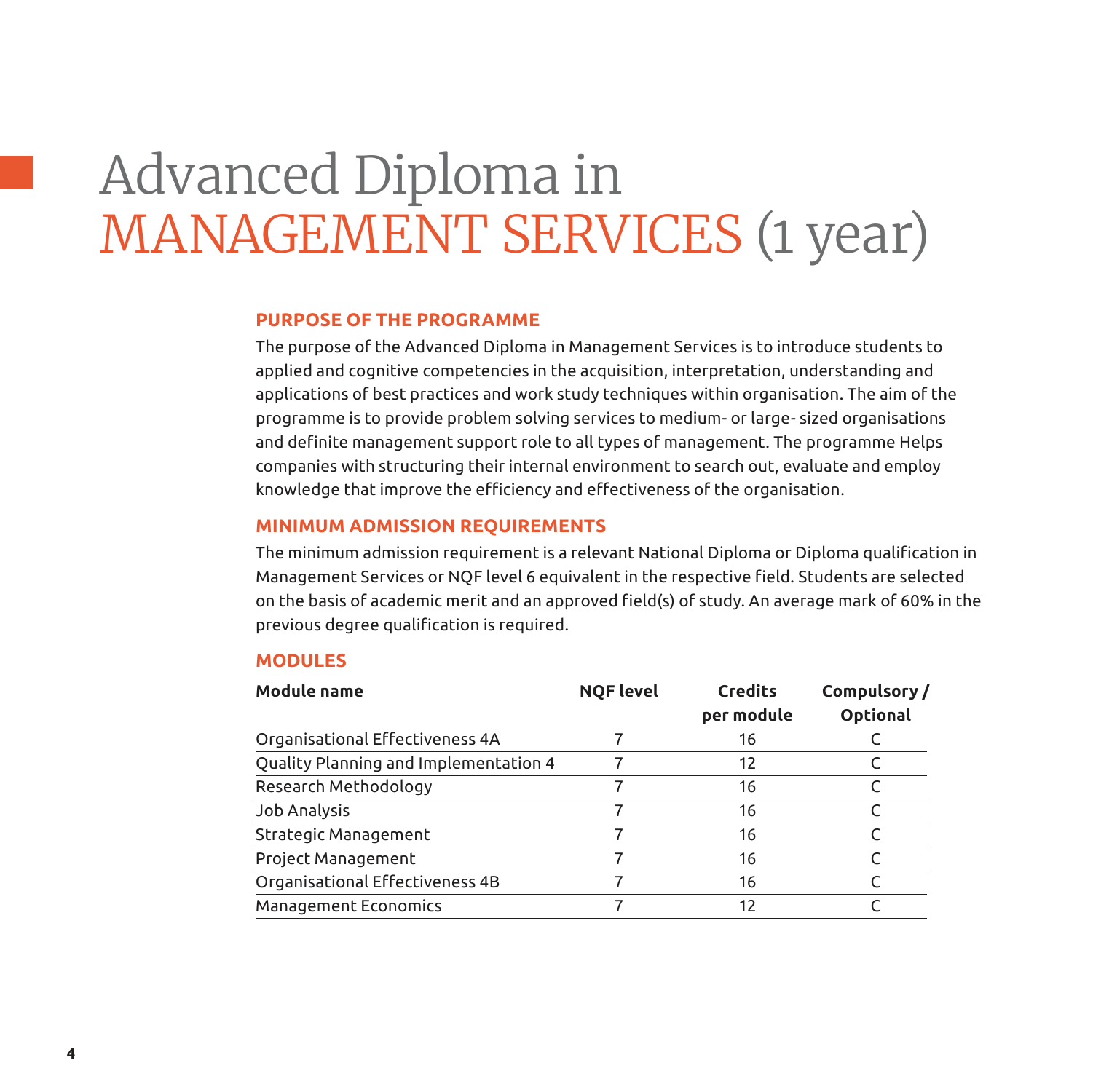# Advanced Diploma in MANAGEMENT SERVICES (1 year)

## PURPOSE OF THE PROGRAMME

The purpose of the Advanced Diploma in Management Services is to introduce students to applied and cognitive competencies in the acquisition, interpretation, understanding and applications of best practices and work study techniques within organisation. The aim of the programme is to provide problem solving services to medium- or large- sized organisations and definite management support role to all types of management. The programme Helps companies with structuring their internal environment to search out, evaluate and employ knowledge that improve the efficiency and effectiveness of the organisation.

## MINIMUM ADMISSION REQUIREMENTS

The minimum admission requirement is a relevant National Diploma or Diploma qualification in Management Services or NQF level 6 equivalent in the respective field. Students are selected on the basis of academic merit and an approved field(s) of study. An average mark of 60% in the previous degree qualification is required.

## MODULES

| Module name | NQF level | Credits per module | Compulsory / Optional |
|---|---|---|---|
| Organisational Effectiveness 4A | 7 | 16 | C |
| Quality Planning and Implementation 4 | 7 | 12 | C |
| Research Methodology | 7 | 16 | C |
| Job Analysis | 7 | 16 | C |
| Strategic Management | 7 | 16 | C |
| Project Management | 7 | 16 | C |
| Organisational Effectiveness 4B | 7 | 16 | C |
| Management Economics | 7 | 12 | C |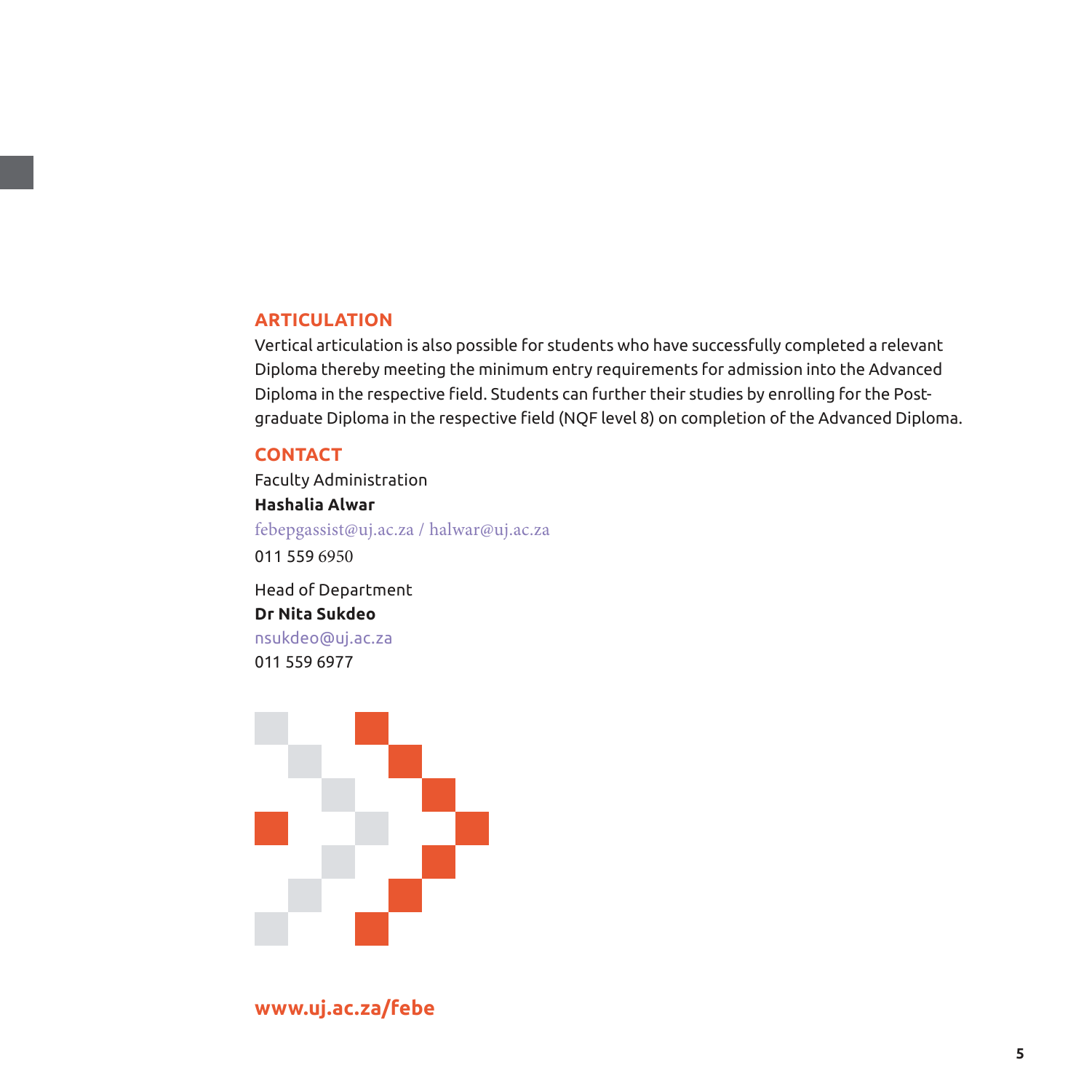## ARTICULATION

Vertical articulation is also possible for students who have successfully completed a relevant Diploma thereby meeting the minimum entry requirements for admission into the Advanced Diploma in the respective field. Students can further their studies by enrolling for the Postgraduate Diploma in the respective field (NQF level 8) on completion of the Advanced Diploma.

## CONTACT

Faculty Administration
**Hashalia Alwar**
febepgassist@uj.ac.za / halwar@uj.ac.za
011 559 6950

Head of Department
**Dr Nita Sukdeo**
nsukdeo@uj.ac.za
011 559 6977

**www.uj.ac.za/febe**